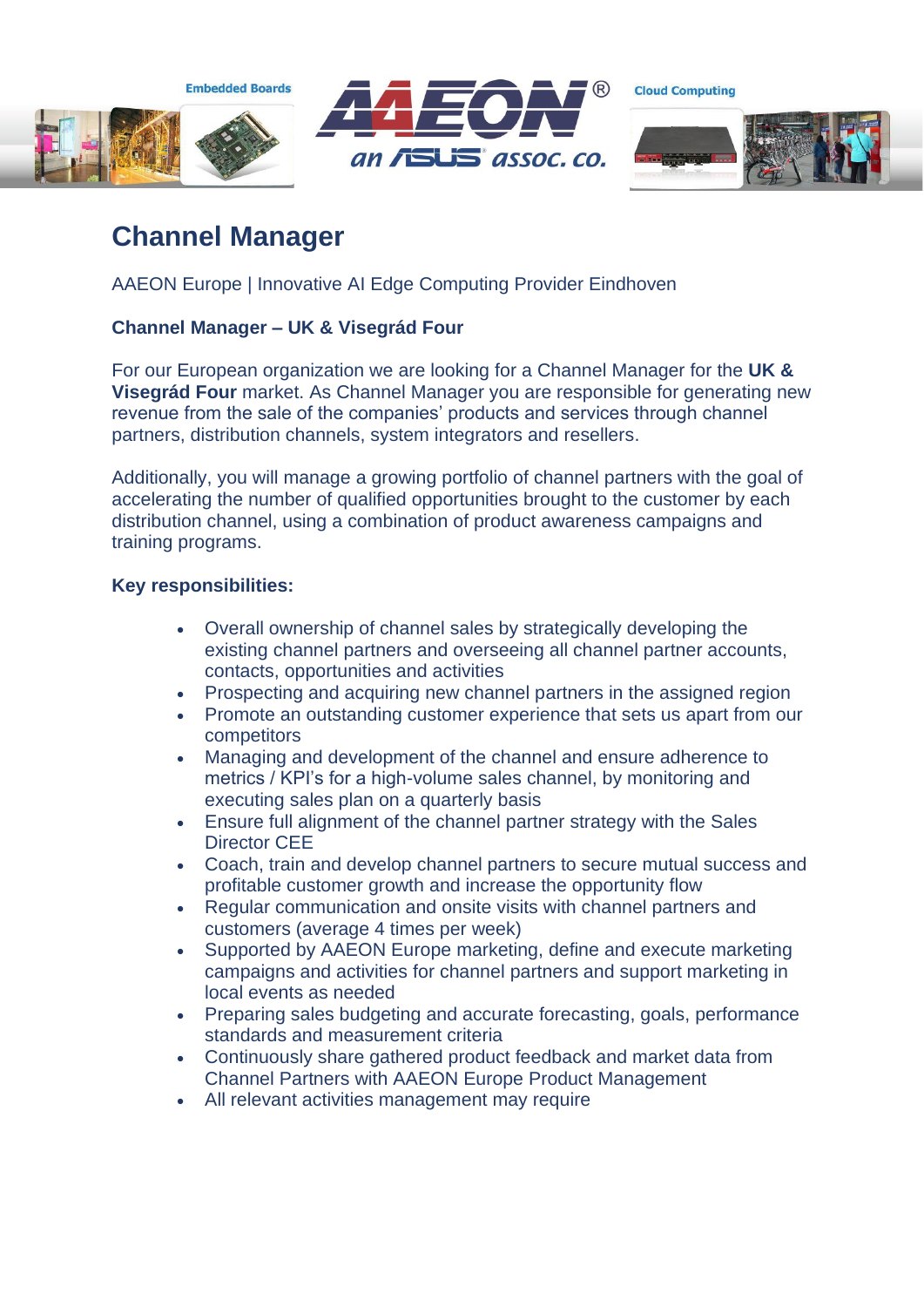# Channel Manager

AAEON Europe | Innovative AI Edge Computing Provider Eindhoven

**Channel Manager – UK & Visegrád Four**

For our European organization we are looking for a Channel Manager for the **UK & Visegrád Four** market. As Channel Manager you are responsible for generating new revenue from the sale of the companies' products and services through channel partners, distribution channels, system integrators and resellers.

Additionally, you will manage a growing portfolio of channel partners with the goal of accelerating the number of qualified opportunities brought to the customer by each distribution channel, using a combination of product awareness campaigns and training programs.

**Key responsibilities:**

- Overall ownership of channel sales by strategically developing the existing channel partners and overseeing all channel partner accounts, contacts, opportunities and activities
- Prospecting and acquiring new channel partners in the assigned region
- Promote an outstanding customer experience that sets us apart from our competitors
- Managing and development of the channel and ensure adherence to metrics / KPI's for a high-volume sales channel, by monitoring and executing sales plan on a quarterly basis
- Ensure full alignment of the channel partner strategy with the Sales Director CEE
- Coach, train and develop channel partners to secure mutual success and profitable customer growth and increase the opportunity flow
- Regular communication and onsite visits with channel partners and customers (average 4 times per week)
- Supported by AAEON Europe marketing, define and execute marketing campaigns and activities for channel partners and support marketing in local events as needed
- Preparing sales budgeting and accurate forecasting, goals, performance standards and measurement criteria
- Continuously share gathered product feedback and market data from Channel Partners with AAEON Europe Product Management
- All relevant activities management may require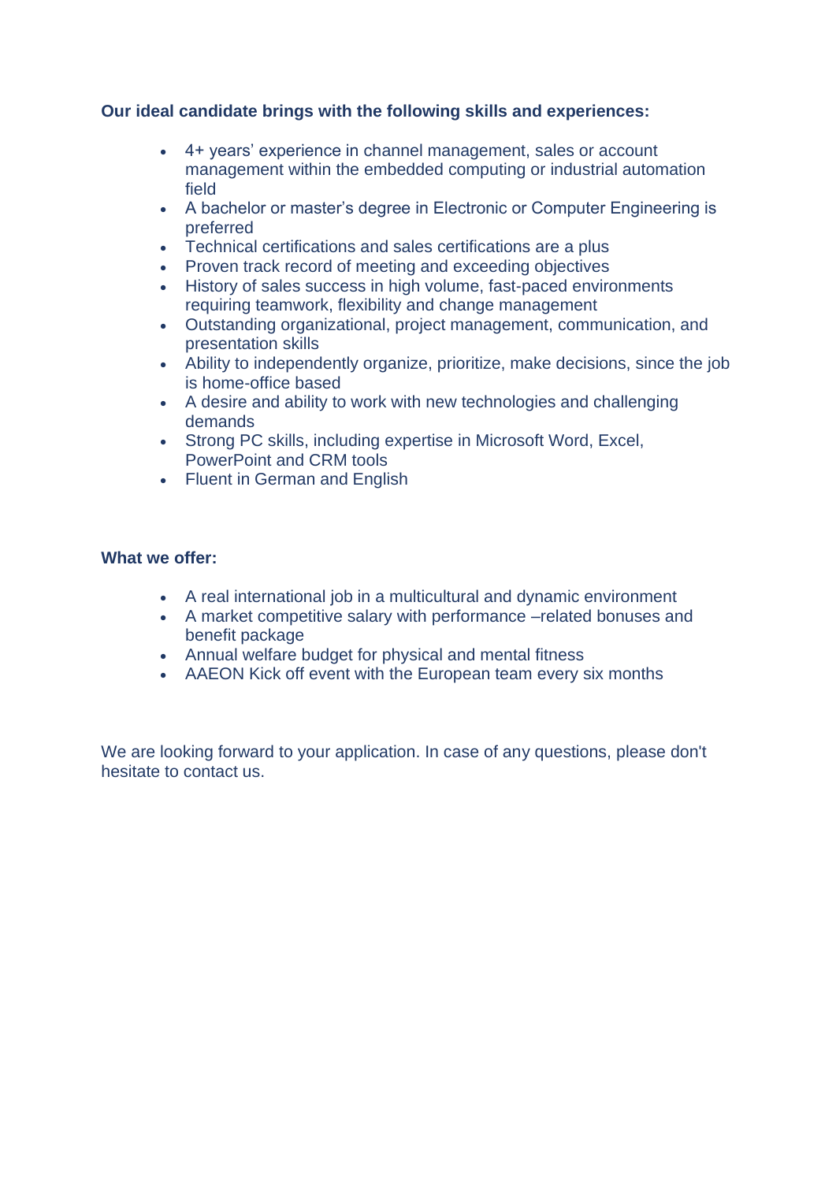**Our ideal candidate brings with the following skills and experiences:**

- 4+ years' experience in channel management, sales or account management within the embedded computing or industrial automation field
- A bachelor or master's degree in Electronic or Computer Engineering is preferred
- Technical certifications and sales certifications are a plus
- Proven track record of meeting and exceeding objectives
- History of sales success in high volume, fast-paced environments requiring teamwork, flexibility and change management
- Outstanding organizational, project management, communication, and presentation skills
- Ability to independently organize, prioritize, make decisions, since the job is home-office based
- A desire and ability to work with new technologies and challenging demands
- Strong PC skills, including expertise in Microsoft Word, Excel, PowerPoint and CRM tools
- Fluent in German and English

**What we offer:**

- A real international job in a multicultural and dynamic environment
- A market competitive salary with performance –related bonuses and benefit package
- Annual welfare budget for physical and mental fitness
- AAEON Kick off event with the European team every six months

We are looking forward to your application. In case of any questions, please don't hesitate to contact us.